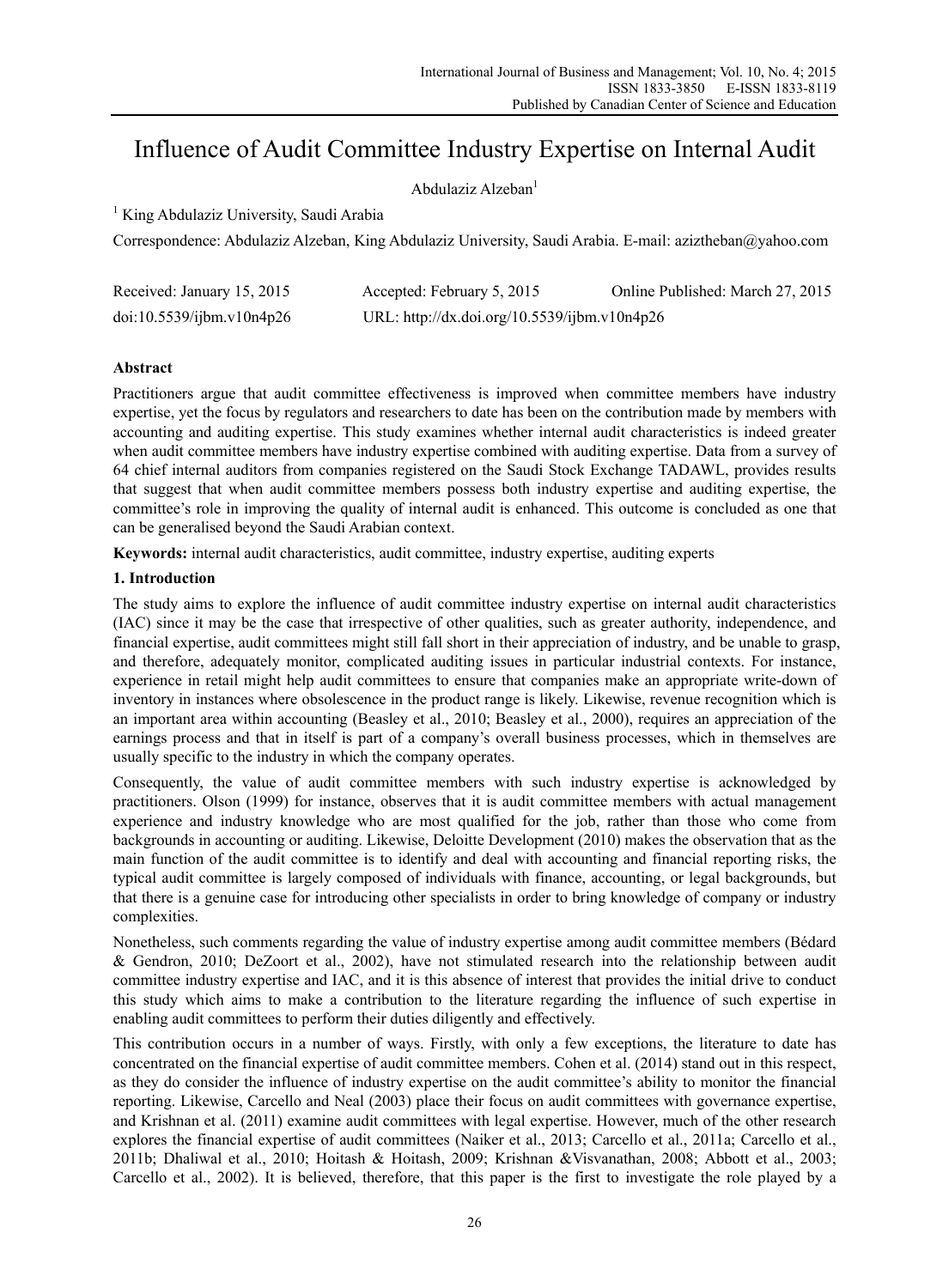# Influence of Audit Committee Industry Expertise on Internal Audit

Abdulaziz Alzeban[1]

[1] King Abdulaziz University, Saudi Arabia

Correspondence: Abdulaziz Alzeban, King Abdulaziz University, Saudi Arabia. E-mail: aziztheban@yahoo.com

Received: January 15, 2015 Accepted: February 5, 2015 Online Published: March 27, 2015

doi:10.5539/ijbm.v10n4p26 URL: http://dx.doi.org/10.5539/ijbm.v10n4p26

## Abstract

Practitioners argue that audit committee effectiveness is improved when committee members have industry expertise, yet the focus by regulators and researchers to date has been on the contribution made by members with accounting and auditing expertise. This study examines whether internal audit characteristics is indeed greater when audit committee members have industry expertise combined with auditing expertise. Data from a survey of 64 chief internal auditors from companies registered on the Saudi Stock Exchange TADAWL, provides results that suggest that when audit committee members possess both industry expertise and auditing expertise, the committee's role in improving the quality of internal audit is enhanced. This outcome is concluded as one that can be generalised beyond the Saudi Arabian context.

**Keywords:** internal audit characteristics, audit committee, industry expertise, auditing experts

## 1. Introduction

The study aims to explore the influence of audit committee industry expertise on internal audit characteristics (IAC) since it may be the case that irrespective of other qualities, such as greater authority, independence, and financial expertise, audit committees might still fall short in their appreciation of industry, and be unable to grasp, and therefore, adequately monitor, complicated auditing issues in particular industrial contexts. For instance, experience in retail might help audit committees to ensure that companies make an appropriate write-down of inventory in instances where obsolescence in the product range is likely. Likewise, revenue recognition which is an important area within accounting (Beasley et al., 2010; Beasley et al., 2000), requires an appreciation of the earnings process and that in itself is part of a company's overall business processes, which in themselves are usually specific to the industry in which the company operates.

Consequently, the value of audit committee members with such industry expertise is acknowledged by practitioners. Olson (1999) for instance, observes that it is audit committee members with actual management experience and industry knowledge who are most qualified for the job, rather than those who come from backgrounds in accounting or auditing. Likewise, Deloitte Development (2010) makes the observation that as the main function of the audit committee is to identify and deal with accounting and financial reporting risks, the typical audit committee is largely composed of individuals with finance, accounting, or legal backgrounds, but that there is a genuine case for introducing other specialists in order to bring knowledge of company or industry complexities.

Nonetheless, such comments regarding the value of industry expertise among audit committee members (Bédard & Gendron, 2010; DeZoort et al., 2002), have not stimulated research into the relationship between audit committee industry expertise and IAC, and it is this absence of interest that provides the initial drive to conduct this study which aims to make a contribution to the literature regarding the influence of such expertise in enabling audit committees to perform their duties diligently and effectively.

This contribution occurs in a number of ways. Firstly, with only a few exceptions, the literature to date has concentrated on the financial expertise of audit committee members. Cohen et al. (2014) stand out in this respect, as they do consider the influence of industry expertise on the audit committee's ability to monitor the financial reporting. Likewise, Carcello and Neal (2003) place their focus on audit committees with governance expertise, and Krishnan et al. (2011) examine audit committees with legal expertise. However, much of the other research explores the financial expertise of audit committees (Naiker et al., 2013; Carcello et al., 2011a; Carcello et al., 2011b; Dhaliwal et al., 2010; Hoitash & Hoitash, 2009; Krishnan &Visvanathan, 2008; Abbott et al., 2003; Carcello et al., 2002). It is believed, therefore, that this paper is the first to investigate the role played by a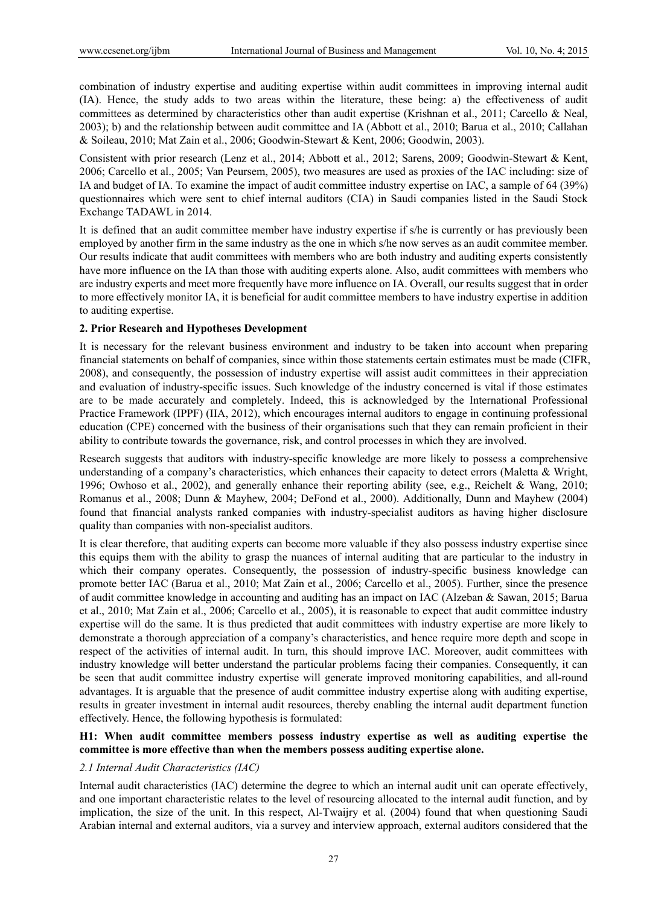combination of industry expertise and auditing expertise within audit committees in improving internal audit (IA). Hence, the study adds to two areas within the literature, these being: a) the effectiveness of audit committees as determined by characteristics other than audit expertise (Krishnan et al., 2011; Carcello & Neal, 2003); b) and the relationship between audit committee and IA (Abbott et al., 2010; Barua et al., 2010; Callahan & Soileau, 2010; Mat Zain et al., 2006; Goodwin-Stewart & Kent, 2006; Goodwin, 2003).

Consistent with prior research (Lenz et al., 2014; Abbott et al., 2012; Sarens, 2009; Goodwin-Stewart & Kent, 2006; Carcello et al., 2005; Van Peursem, 2005), two measures are used as proxies of the IAC including: size of IA and budget of IA. To examine the impact of audit committee industry expertise on IAC, a sample of 64 (39%) questionnaires which were sent to chief internal auditors (CIA) in Saudi companies listed in the Saudi Stock Exchange TADAWL in 2014.

It is defined that an audit committee member have industry expertise if s/he is currently or has previously been employed by another firm in the same industry as the one in which s/he now serves as an audit commitee member. Our results indicate that audit committees with members who are both industry and auditing experts consistently have more influence on the IA than those with auditing experts alone. Also, audit committees with members who are industry experts and meet more frequently have more influence on IA. Overall, our results suggest that in order to more effectively monitor IA, it is beneficial for audit committee members to have industry expertise in addition to auditing expertise.

## 2. Prior Research and Hypotheses Development

It is necessary for the relevant business environment and industry to be taken into account when preparing financial statements on behalf of companies, since within those statements certain estimates must be made (CIFR, 2008), and consequently, the possession of industry expertise will assist audit committees in their appreciation and evaluation of industry-specific issues. Such knowledge of the industry concerned is vital if those estimates are to be made accurately and completely. Indeed, this is acknowledged by the International Professional Practice Framework (IPPF) (IIA, 2012), which encourages internal auditors to engage in continuing professional education (CPE) concerned with the business of their organisations such that they can remain proficient in their ability to contribute towards the governance, risk, and control processes in which they are involved.

Research suggests that auditors with industry-specific knowledge are more likely to possess a comprehensive understanding of a company's characteristics, which enhances their capacity to detect errors (Maletta & Wright, 1996; Owhoso et al., 2002), and generally enhance their reporting ability (see, e.g., Reichelt & Wang, 2010; Romanus et al., 2008; Dunn & Mayhew, 2004; DeFond et al., 2000). Additionally, Dunn and Mayhew (2004) found that financial analysts ranked companies with industry-specialist auditors as having higher disclosure quality than companies with non-specialist auditors.

It is clear therefore, that auditing experts can become more valuable if they also possess industry expertise since this equips them with the ability to grasp the nuances of internal auditing that are particular to the industry in which their company operates. Consequently, the possession of industry-specific business knowledge can promote better IAC (Barua et al., 2010; Mat Zain et al., 2006; Carcello et al., 2005). Further, since the presence of audit committee knowledge in accounting and auditing has an impact on IAC (Alzeban & Sawan, 2015; Barua et al., 2010; Mat Zain et al., 2006; Carcello et al., 2005), it is reasonable to expect that audit committee industry expertise will do the same. It is thus predicted that audit committees with industry expertise are more likely to demonstrate a thorough appreciation of a company's characteristics, and hence require more depth and scope in respect of the activities of internal audit. In turn, this should improve IAC. Moreover, audit committees with industry knowledge will better understand the particular problems facing their companies. Consequently, it can be seen that audit committee industry expertise will generate improved monitoring capabilities, and all-round advantages. It is arguable that the presence of audit committee industry expertise along with auditing expertise, results in greater investment in internal audit resources, thereby enabling the internal audit department function effectively. Hence, the following hypothesis is formulated:

**H1: When audit committee members possess industry expertise as well as auditing expertise the committee is more effective than when the members possess auditing expertise alone.**

### *2.1 Internal Audit Characteristics (IAC)*

Internal audit characteristics (IAC) determine the degree to which an internal audit unit can operate effectively, and one important characteristic relates to the level of resourcing allocated to the internal audit function, and by implication, the size of the unit. In this respect, Al-Twaijry et al. (2004) found that when questioning Saudi Arabian internal and external auditors, via a survey and interview approach, external auditors considered that the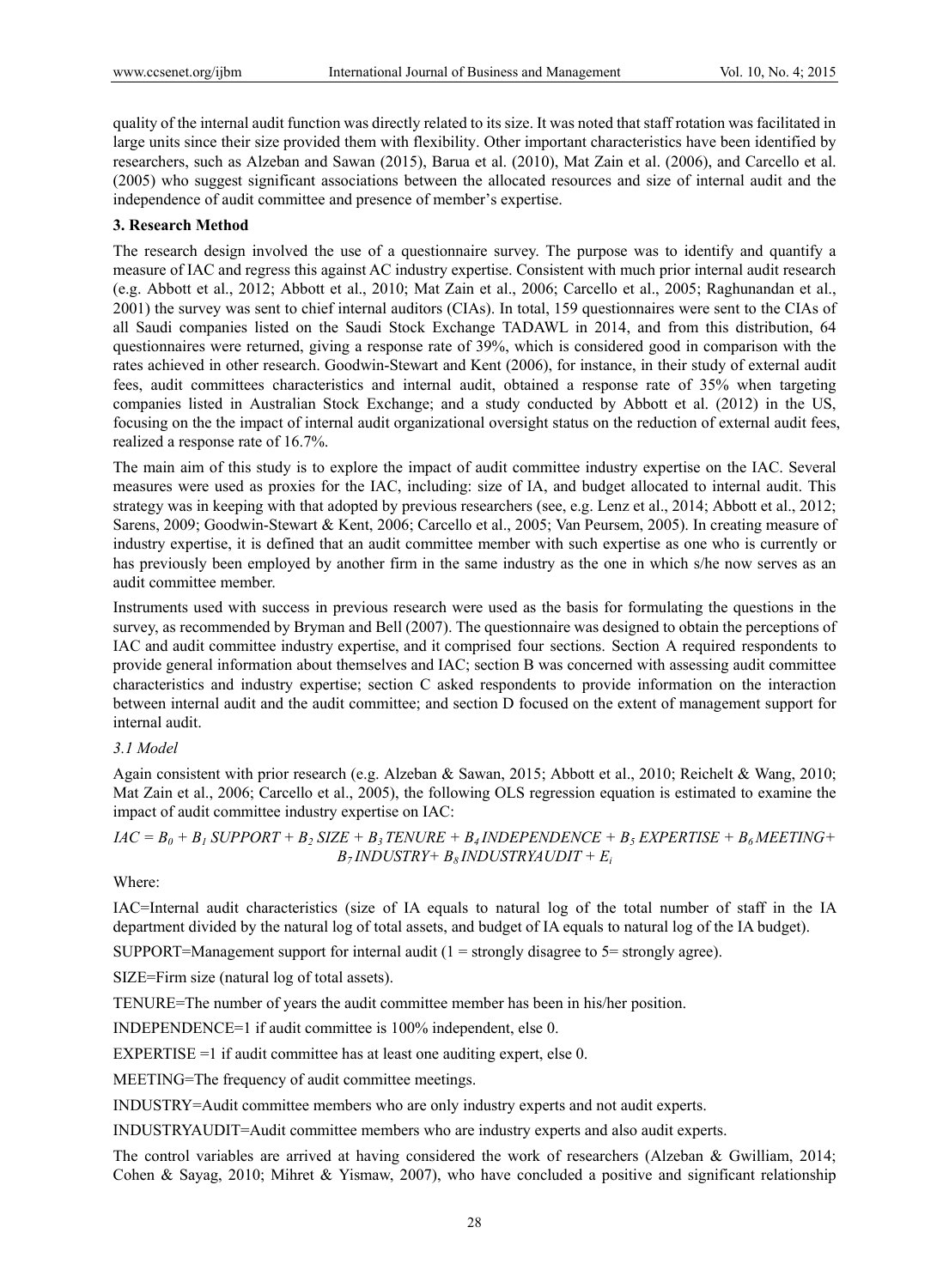quality of the internal audit function was directly related to its size. It was noted that staff rotation was facilitated in large units since their size provided them with flexibility. Other important characteristics have been identified by researchers, such as Alzeban and Sawan (2015), Barua et al. (2010), Mat Zain et al. (2006), and Carcello et al. (2005) who suggest significant associations between the allocated resources and size of internal audit and the independence of audit committee and presence of member's expertise.

## 3. Research Method

The research design involved the use of a questionnaire survey. The purpose was to identify and quantify a measure of IAC and regress this against AC industry expertise. Consistent with much prior internal audit research (e.g. Abbott et al., 2012; Abbott et al., 2010; Mat Zain et al., 2006; Carcello et al., 2005; Raghunandan et al., 2001) the survey was sent to chief internal auditors (CIAs). In total, 159 questionnaires were sent to the CIAs of all Saudi companies listed on the Saudi Stock Exchange TADAWL in 2014, and from this distribution, 64 questionnaires were returned, giving a response rate of 39%, which is considered good in comparison with the rates achieved in other research. Goodwin-Stewart and Kent (2006), for instance, in their study of external audit fees, audit committees characteristics and internal audit, obtained a response rate of 35% when targeting companies listed in Australian Stock Exchange; and a study conducted by Abbott et al. (2012) in the US, focusing on the the impact of internal audit organizational oversight status on the reduction of external audit fees, realized a response rate of 16.7%.

The main aim of this study is to explore the impact of audit committee industry expertise on the IAC. Several measures were used as proxies for the IAC, including: size of IA, and budget allocated to internal audit. This strategy was in keeping with that adopted by previous researchers (see, e.g. Lenz et al., 2014; Abbott et al., 2012; Sarens, 2009; Goodwin-Stewart & Kent, 2006; Carcello et al., 2005; Van Peursem, 2005). In creating measure of industry expertise, it is defined that an audit committee member with such expertise as one who is currently or has previously been employed by another firm in the same industry as the one in which s/he now serves as an audit committee member.

Instruments used with success in previous research were used as the basis for formulating the questions in the survey, as recommended by Bryman and Bell (2007). The questionnaire was designed to obtain the perceptions of IAC and audit committee industry expertise, and it comprised four sections. Section A required respondents to provide general information about themselves and IAC; section B was concerned with assessing audit committee characteristics and industry expertise; section C asked respondents to provide information on the interaction between internal audit and the audit committee; and section D focused on the extent of management support for internal audit.

### 3.1 Model

Again consistent with prior research (e.g. Alzeban & Sawan, 2015; Abbott et al., 2010; Reichelt & Wang, 2010; Mat Zain et al., 2006; Carcello et al., 2005), the following OLS regression equation is estimated to examine the impact of audit committee industry expertise on IAC:

$$IAC = B_0 + B_1\,SUPPORT + B_2\,SIZE + B_3\,TENURE + B_4\,INDEPENDENCE + B_5\,EXPERTISE + B_6\,MEETING + B_7\,INDUSTRY + B_8\,INDUSTRYAUDIT + E_i$$

Where:

IAC=Internal audit characteristics (size of IA equals to natural log of the total number of staff in the IA department divided by the natural log of total assets, and budget of IA equals to natural log of the IA budget).

SUPPORT=Management support for internal audit (1 = strongly disagree to 5= strongly agree).

SIZE=Firm size (natural log of total assets).

TENURE=The number of years the audit committee member has been in his/her position.

INDEPENDENCE=1 if audit committee is 100% independent, else 0.

EXPERTISE =1 if audit committee has at least one auditing expert, else 0.

MEETING=The frequency of audit committee meetings.

INDUSTRY=Audit committee members who are only industry experts and not audit experts.

INDUSTRYAUDIT=Audit committee members who are industry experts and also audit experts.

The control variables are arrived at having considered the work of researchers (Alzeban & Gwilliam, 2014; Cohen & Sayag, 2010; Mihret & Yismaw, 2007), who have concluded a positive and significant relationship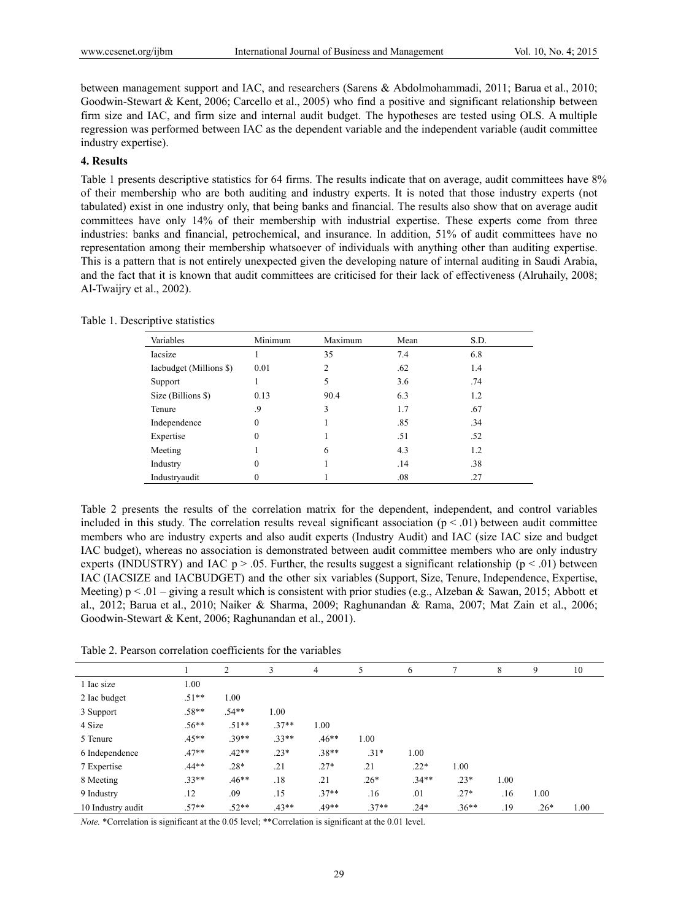between management support and IAC, and researchers (Sarens & Abdolmohammadi, 2011; Barua et al., 2010; Goodwin-Stewart & Kent, 2006; Carcello et al., 2005) who find a positive and significant relationship between firm size and IAC, and firm size and internal audit budget. The hypotheses are tested using OLS. A multiple regression was performed between IAC as the dependent variable and the independent variable (audit committee industry expertise).

## 4. Results

Table 1 presents descriptive statistics for 64 firms. The results indicate that on average, audit committees have 8% of their membership who are both auditing and industry experts. It is noted that those industry experts (not tabulated) exist in one industry only, that being banks and financial. The results also show that on average audit committees have only 14% of their membership with industrial expertise. These experts come from three industries: banks and financial, petrochemical, and insurance. In addition, 51% of audit committees have no representation among their membership whatsoever of individuals with anything other than auditing expertise. This is a pattern that is not entirely unexpected given the developing nature of internal auditing in Saudi Arabia, and the fact that it is known that audit committees are criticised for their lack of effectiveness (Alruhaily, 2008; Al-Twaijry et al., 2002).

Table 1. Descriptive statistics

| Variables | Minimum | Maximum | Mean | S.D. |
|---|---|---|---|---|
| Iacsize | 1 | 35 | 7.4 | 6.8 |
| Iacbudget (Millions $) | 0.01 | 2 | .62 | 1.4 |
| Support | 1 | 5 | 3.6 | .74 |
| Size (Billions $) | 0.13 | 90.4 | 6.3 | 1.2 |
| Tenure | .9 | 3 | 1.7 | .67 |
| Independence | 0 | 1 | .85 | .34 |
| Expertise | 0 | 1 | .51 | .52 |
| Meeting | 1 | 6 | 4.3 | 1.2 |
| Industry | 0 | 1 | .14 | .38 |
| Industryaudit | 0 | 1 | .08 | .27 |

Table 2 presents the results of the correlation matrix for the dependent, independent, and control variables included in this study. The correlation results reveal significant association ($p < .01$) between audit committee members who are industry experts and also audit experts (Industry Audit) and IAC (size IAC size and budget IAC budget), whereas no association is demonstrated between audit committee members who are only industry experts (INDUSTRY) and IAC $p > .05$. Further, the results suggest a significant relationship ($p < .01$) between IAC (IACSIZE and IACBUDGET) and the other six variables (Support, Size, Tenure, Independence, Expertise, Meeting) $p < .01$ – giving a result which is consistent with prior studies (e.g., Alzeban & Sawan, 2015; Abbott et al., 2012; Barua et al., 2010; Naiker & Sharma, 2009; Raghunandan & Rama, 2007; Mat Zain et al., 2006; Goodwin-Stewart & Kent, 2006; Raghunandan et al., 2001).

Table 2. Pearson correlation coefficients for the variables

| | 1 | 2 | 3 | 4 | 5 | 6 | 7 | 8 | 9 | 10 |
|---|---|---|---|---|---|---|---|---|---|---|
| 1 Iac size | 1.00 | | | | | | | | | |
| 2 Iac budget | .51** | 1.00 | | | | | | | | |
| 3 Support | .58** | .54** | 1.00 | | | | | | | |
| 4 Size | .56** | .51** | .37** | 1.00 | | | | | | |
| 5 Tenure | .45** | .39** | .33** | .46** | 1.00 | | | | | |
| 6 Independence | .47** | .42** | .23* | .38** | .31* | 1.00 | | | | |
| 7 Expertise | .44** | .28* | .21 | .27* | .21 | .22* | 1.00 | | | |
| 8 Meeting | .33** | .46** | .18 | .21 | .26* | .34** | .23* | 1.00 | | |
| 9 Industry | .12 | .09 | .15 | .37** | .16 | .01 | .27* | .16 | 1.00 | |
| 10 Industry audit | .57** | .52** | .43** | .49** | .37** | .24* | .36** | .19 | .26* | 1.00 |

*Note.* *Correlation is significant at the 0.05 level; **Correlation is significant at the 0.01 level.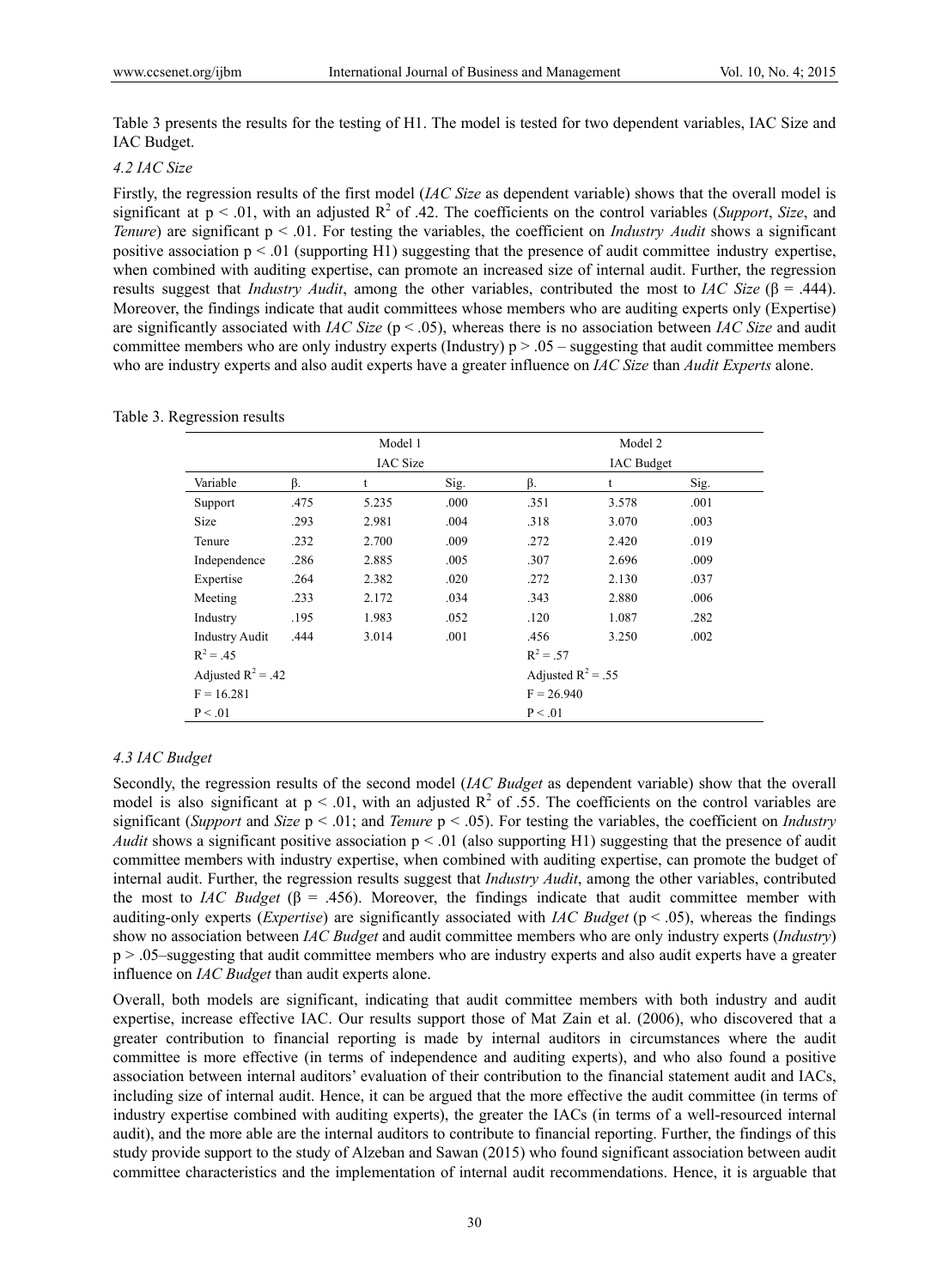Table 3 presents the results for the testing of H1. The model is tested for two dependent variables, IAC Size and IAC Budget.

### 4.2 IAC Size

Firstly, the regression results of the first model (*IAC Size* as dependent variable) shows that the overall model is significant at $p < .01$, with an adjusted $R^2$ of .42. The coefficients on the control variables (*Support*, *Size*, and *Tenure*) are significant $p < .01$. For testing the variables, the coefficient on *Industry Audit* shows a significant positive association $p < .01$ (supporting H1) suggesting that the presence of audit committee industry expertise, when combined with auditing expertise, can promote an increased size of internal audit. Further, the regression results suggest that *Industry Audit*, among the other variables, contributed the most to *IAC Size* ($\beta = .444$). Moreover, the findings indicate that audit committees whose members who are auditing experts only (Expertise) are significantly associated with *IAC Size* ($p < .05$), whereas there is no association between *IAC Size* and audit committee members who are only industry experts (Industry) $p > .05$ – suggesting that audit committee members who are industry experts and also audit experts have a greater influence on *IAC Size* than *Audit Experts* alone.

Table 3. Regression results

| | Model 1 | | | Model 2 | | |
|---|---|---|---|---|---|---|
| | IAC Size | | | IAC Budget | | |
| Variable | β. | t | Sig. | β. | t | Sig. |
| Support | .475 | 5.235 | .000 | .351 | 3.578 | .001 |
| Size | .293 | 2.981 | .004 | .318 | 3.070 | .003 |
| Tenure | .232 | 2.700 | .009 | .272 | 2.420 | .019 |
| Independence | .286 | 2.885 | .005 | .307 | 2.696 | .009 |
| Expertise | .264 | 2.382 | .020 | .272 | 2.130 | .037 |
| Meeting | .233 | 2.172 | .034 | .343 | 2.880 | .006 |
| Industry | .195 | 1.983 | .052 | .120 | 1.087 | .282 |
| Industry Audit | .444 | 3.014 | .001 | .456 | 3.250 | .002 |
| $R^2 = .45$ | | | | $R^2 = .57$ | | |
| Adjusted $R^2 = .42$ | | | | Adjusted $R^2 = .55$ | | |
| $F = 16.281$ | | | | $F = 26.940$ | | |
| $P < .01$ | | | | $P < .01$ | | |

### 4.3 IAC Budget

Secondly, the regression results of the second model (*IAC Budget* as dependent variable) show that the overall model is also significant at $p < .01$, with an adjusted $R^2$ of .55. The coefficients on the control variables are significant (*Support* and *Size* $p < .01$; and *Tenure* $p < .05$). For testing the variables, the coefficient on *Industry Audit* shows a significant positive association $p < .01$ (also supporting H1) suggesting that the presence of audit committee members with industive expertise, when combined with auditing expertise, can promote the budget of internal audit. Further, the regression results suggest that *Industry Audit*, among the other variables, contributed the most to *IAC Budget* ($\beta = .456$). Moreover, the findings indicate that audit committee member with auditing-only experts (*Expertise*) are significantly associated with *IAC Budget* ($p < .05$), whereas the findings show no association between *IAC Budget* and audit committee members who are only industry experts (*Industry*) $p > .05$–suggesting that audit committee members who are industry experts and also audit experts have a greater influence on *IAC Budget* than audit experts alone.

Overall, both models are significant, indicating that audit committee members with both industry and audit expertise, increase effective IAC. Our results support those of Mat Zain et al. (2006), who discovered that a greater contribution to financial reporting is made by internal auditors in circumstances where the audit committee is more effective (in terms of independence and auditing experts), and who also found a positive association between internal auditors' evaluation of their contribution to the financial statement audit and IACs, including size of internal audit. Hence, it can be argued that the more effective the audit committee (in terms of industry expertise combined with auditing experts), the greater the IACs (in terms of a well-resourced internal audit), and the more able are the internal auditors to contribute to financial reporting. Further, the findings of this study provide support to the study of Alzeban and Sawan (2015) who found significant association between audit committee characteristics and the implementation of internal audit recommendations. Hence, it is arguable that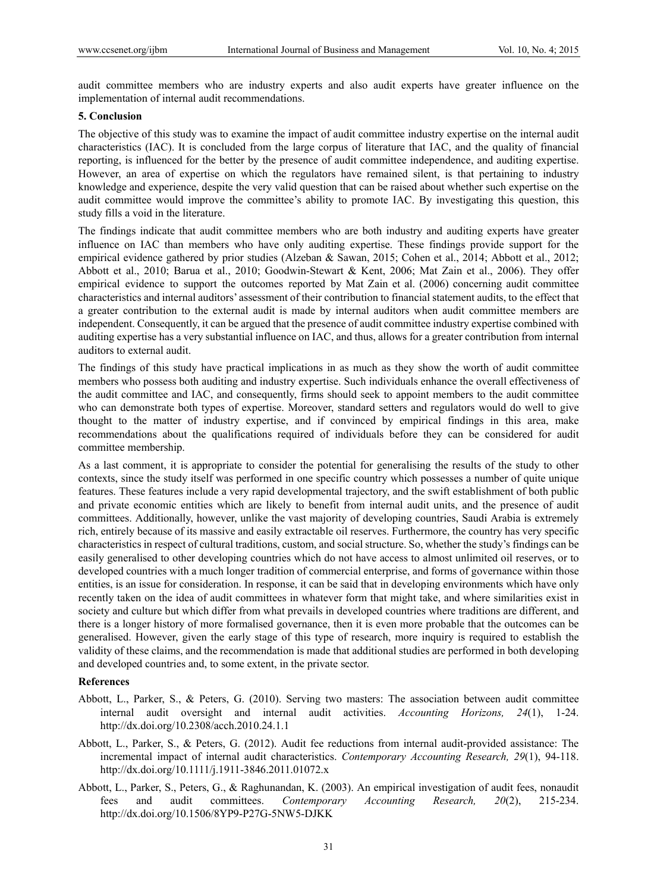audit committee members who are industry experts and also audit experts have greater influence on the implementation of internal audit recommendations.

## 5. Conclusion

The objective of this study was to examine the impact of audit committee industry expertise on the internal audit characteristics (IAC). It is concluded from the large corpus of literature that IAC, and the quality of financial reporting, is influenced for the better by the presence of audit committee independence, and auditing expertise. However, an area of expertise on which the regulators have remained silent, is that pertaining to industry knowledge and experience, despite the very valid question that can be raised about whether such expertise on the audit committee would improve the committee's ability to promote IAC. By investigating this question, this study fills a void in the literature.

The findings indicate that audit committee members who are both industry and auditing experts have greater influence on IAC than members who have only auditing expertise. These findings provide support for the empirical evidence gathered by prior studies (Alzeban & Sawan, 2015; Cohen et al., 2014; Abbott et al., 2012; Abbott et al., 2010; Barua et al., 2010; Goodwin-Stewart & Kent, 2006; Mat Zain et al., 2006). They offer empirical evidence to support the outcomes reported by Mat Zain et al. (2006) concerning audit committee characteristics and internal auditors' assessment of their contribution to financial statement audits, to the effect that a greater contribution to the external audit is made by internal auditors when audit committee members are independent. Consequently, it can be argued that the presence of audit committee industry expertise combined with auditing expertise has a very substantial influence on IAC, and thus, allows for a greater contribution from internal auditors to external audit.

The findings of this study have practical implications in as much as they show the worth of audit committee members who possess both auditing and industry expertise. Such individuals enhance the overall effectiveness of the audit committee and IAC, and consequently, firms should seek to appoint members to the audit committee who can demonstrate both types of expertise. Moreover, standard setters and regulators would do well to give thought to the matter of industry expertise, and if convinced by empirical findings in this area, make recommendations about the qualifications required of individuals before they can be considered for audit committee membership.

As a last comment, it is appropriate to consider the potential for generalising the results of the study to other contexts, since the study itself was performed in one specific country which possesses a number of quite unique features. These features include a very rapid developmental trajectory, and the swift establishment of both public and private economic entities which are likely to benefit from internal audit units, and the presence of audit committees. Additionally, however, unlike the vast majority of developing countries, Saudi Arabia is extremely rich, entirely because of its massive and easily extractable oil reserves. Furthermore, the country has very specific characteristics in respect of cultural traditions, custom, and social structure. So, whether the study's findings can be easily generalised to other developing countries which do not have access to almost unlimited oil reserves, or to developed countries with a much longer tradition of commercial enterprise, and forms of governance within those entities, is an issue for consideration. In response, it can be said that in developing environments which have only recently taken on the idea of audit committees in whatever form that might take, and where similarities exist in society and culture but which differ from what prevails in developed countries where traditions are different, and there is a longer history of more formalised governance, then it is even more probable that the outcomes can be generalised. However, given the early stage of this type of research, more inquiry is required to establish the validity of these claims, and the recommendation is made that additional studies are performed in both developing and developed countries and, to some extent, in the private sector.

## References

Abbott, L., Parker, S., & Peters, G. (2010). Serving two masters: The association between audit committee internal audit oversight and internal audit activities. *Accounting Horizons, 24*(1), 1-24. http://dx.doi.org/10.2308/acch.2010.24.1.1

Abbott, L., Parker, S., & Peters, G. (2012). Audit fee reductions from internal audit-provided assistance: The incremental impact of internal audit characteristics. *Contemporary Accounting Research, 29*(1), 94-118. http://dx.doi.org/10.1111/j.1911-3846.2011.01072.x

Abbott, L., Parker, S., Peters, G., & Raghunandan, K. (2003). An empirical investigation of audit fees, nonaudit fees and audit committees. *Contemporary Accounting Research, 20*(2), 215-234. http://dx.doi.org/10.1506/8YP9-P27G-5NW5-DJKK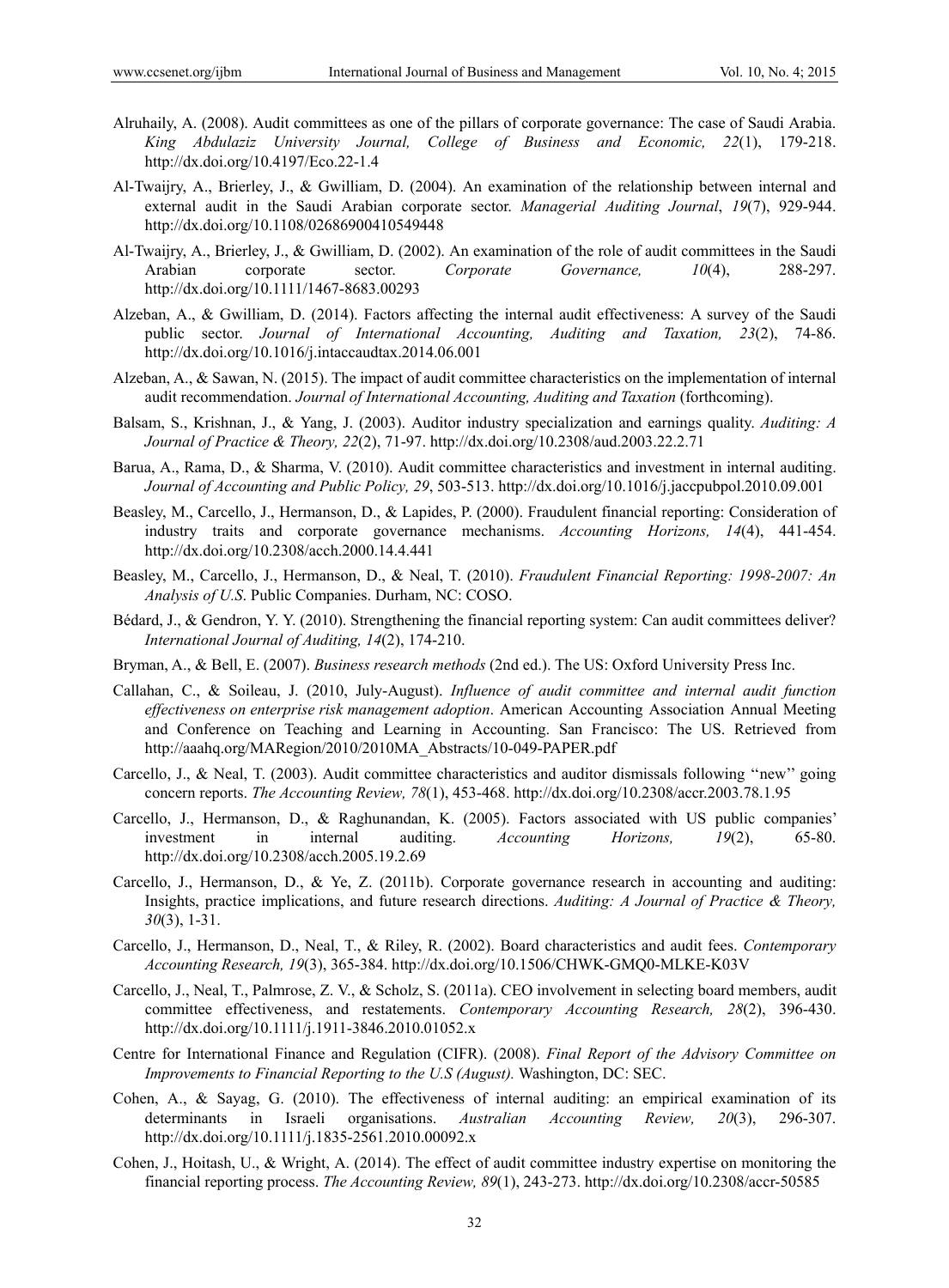Alruhaily, A. (2008). Audit committees as one of the pillars of corporate governance: The case of Saudi Arabia. *King Abdulaziz University Journal, College of Business and Economic, 22*(1), 179-218. http://dx.doi.org/10.4197/Eco.22-1.4

Al-Twaijry, A., Brierley, J., & Gwilliam, D. (2004). An examination of the relationship between internal and external audit in the Saudi Arabian corporate sector. *Managerial Auditing Journal*, *19*(7), 929-944. http://dx.doi.org/10.1108/02686900410549448

Al-Twaijry, A., Brierley, J., & Gwilliam, D. (2002). An examination of the role of audit committees in the Saudi Arabian corporate sector. *Corporate Governance, 10*(4), 288-297. http://dx.doi.org/10.1111/1467-8683.00293

Alzeban, A., & Gwilliam, D. (2014). Factors affecting the internal audit effectiveness: A survey of the Saudi public sector. *Journal of International Accounting, Auditing and Taxation, 23*(2), 74-86. http://dx.doi.org/10.1016/j.intaccaudtax.2014.06.001

Alzeban, A., & Sawan, N. (2015). The impact of audit committee characteristics on the implementation of internal audit recommendation. *Journal of International Accounting, Auditing and Taxation* (forthcoming).

Balsam, S., Krishnan, J., & Yang, J. (2003). Auditor industry specialization and earnings quality. *Auditing: A Journal of Practice & Theory, 22*(2), 71-97. http://dx.doi.org/10.2308/aud.2003.22.2.71

Barua, A., Rama, D., & Sharma, V. (2010). Audit committee characteristics and investment in internal auditing. *Journal of Accounting and Public Policy, 29*, 503-513. http://dx.doi.org/10.1016/j.jaccpubpol.2010.09.001

Beasley, M., Carcello, J., Hermanson, D., & Lapides, P. (2000). Fraudulent financial reporting: Consideration of industry traits and corporate governance mechanisms. *Accounting Horizons, 14*(4), 441-454. http://dx.doi.org/10.2308/acch.2000.14.4.441

Beasley, M., Carcello, J., Hermanson, D., & Neal, T. (2010). *Fraudulent Financial Reporting: 1998-2007: An Analysis of U.S*. Public Companies. Durham, NC: COSO.

Bédard, J., & Gendron, Y. Y. (2010). Strengthening the financial reporting system: Can audit committees deliver? *International Journal of Auditing, 14*(2), 174-210.

Bryman, A., & Bell, E. (2007). *Business research methods* (2nd ed.). The US: Oxford University Press Inc.

Callahan, C., & Soileau, J. (2010, July-August). *Influence of audit committee and internal audit function effectiveness on enterprise risk management adoption*. American Accounting Association Annual Meeting and Conference on Teaching and Learning in Accounting. San Francisco: The US. Retrieved from http://aaahq.org/MARegion/2010/2010MA_Abstracts/10-049-PAPER.pdf

Carcello, J., & Neal, T. (2003). Audit committee characteristics and auditor dismissals following ''new'' going concern reports. *The Accounting Review, 78*(1), 453-468. http://dx.doi.org/10.2308/accr.2003.78.1.95

Carcello, J., Hermanson, D., & Raghunandan, K. (2005). Factors associated with US public companies' investment in internal auditing. *Accounting Horizons, 19*(2), 65-80. http://dx.doi.org/10.2308/acch.2005.19.2.69

Carcello, J., Hermanson, D., & Ye, Z. (2011b). Corporate governance research in accounting and auditing: Insights, practice implications, and future research directions. *Auditing: A Journal of Practice & Theory, 30*(3), 1-31.

Carcello, J., Hermanson, D., Neal, T., & Riley, R. (2002). Board characteristics and audit fees. *Contemporary Accounting Research, 19*(3), 365-384. http://dx.doi.org/10.1506/CHWK-GMQ0-MLKE-K03V

Carcello, J., Neal, T., Palmrose, Z. V., & Scholz, S. (2011a). CEO involvement in selecting board members, audit committee effectiveness, and restatements. *Contemporary Accounting Research, 28*(2), 396-430. http://dx.doi.org/10.1111/j.1911-3846.2010.01052.x

Centre for International Finance and Regulation (CIFR). (2008). *Final Report of the Advisory Committee on Improvements to Financial Reporting to the U.S (August).* Washington, DC: SEC.

Cohen, A., & Sayag, G. (2010). The effectiveness of internal auditing: an empirical examination of its determinants in Israeli organisations. *Australian Accounting Review, 20*(3), 296-307. http://dx.doi.org/10.1111/j.1835-2561.2010.00092.x

Cohen, J., Hoitash, U., & Wright, A. (2014). The effect of audit committee industry expertise on monitoring the financial reporting process. *The Accounting Review, 89*(1), 243-273. http://dx.doi.org/10.2308/accr-50585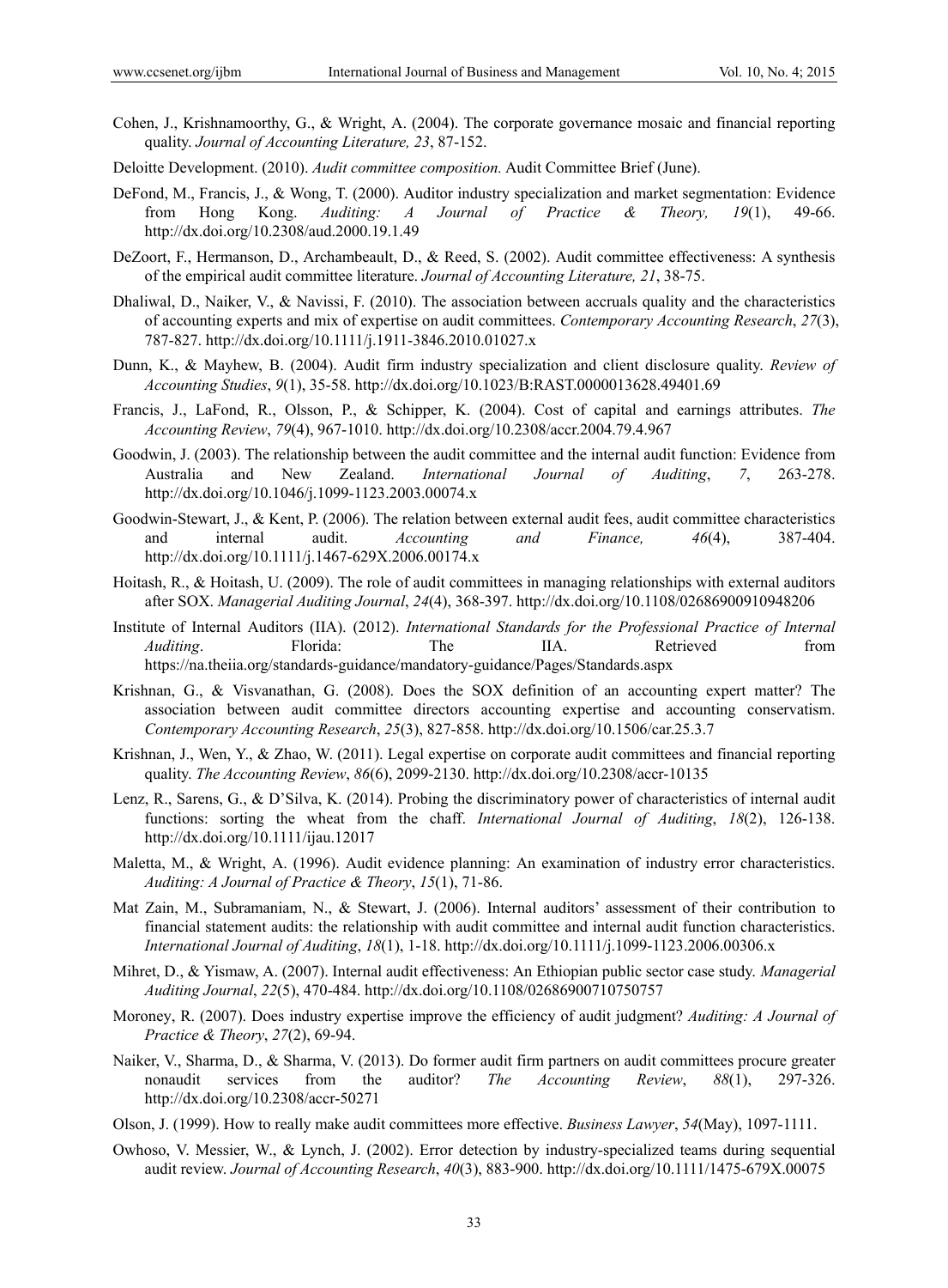Cohen, J., Krishnamoorthy, G., & Wright, A. (2004). The corporate governance mosaic and financial reporting quality. *Journal of Accounting Literature, 23*, 87-152.

Deloitte Development. (2010). *Audit committee composition.* Audit Committee Brief (June).

DeFond, M., Francis, J., & Wong, T. (2000). Auditor industry specialization and market segmentation: Evidence from Hong Kong. *Auditing: A Journal of Practice & Theory, 19*(1), 49-66. http://dx.doi.org/10.2308/aud.2000.19.1.49

DeZoort, F., Hermanson, D., Archambeault, D., & Reed, S. (2002). Audit committee effectiveness: A synthesis of the empirical audit committee literature. *Journal of Accounting Literature, 21*, 38-75.

Dhaliwal, D., Naiker, V., & Navissi, F. (2010). The association between accruals quality and the characteristics of accounting experts and mix of expertise on audit committees. *Contemporary Accounting Research*, *27*(3), 787-827. http://dx.doi.org/10.1111/j.1911-3846.2010.01027.x

Dunn, K., & Mayhew, B. (2004). Audit firm industry specialization and client disclosure quality. *Review of Accounting Studies*, *9*(1), 35-58. http://dx.doi.org/10.1023/B:RAST.0000013628.49401.69

Francis, J., LaFond, R., Olsson, P., & Schipper, K. (2004). Cost of capital and earnings attributes. *The Accounting Review*, *79*(4), 967-1010. http://dx.doi.org/10.2308/accr.2004.79.4.967

Goodwin, J. (2003). The relationship between the audit committee and the internal audit function: Evidence from Australia and New Zealand. *International Journal of Auditing*, *7*, 263-278. http://dx.doi.org/10.1046/j.1099-1123.2003.00074.x

Goodwin-Stewart, J., & Kent, P. (2006). The relation between external audit fees, audit committee characteristics and internal audit. *Accounting and Finance, 46*(4), 387-404. http://dx.doi.org/10.1111/j.1467-629X.2006.00174.x

Hoitash, R., & Hoitash, U. (2009). The role of audit committees in managing relationships with external auditors after SOX. *Managerial Auditing Journal*, *24*(4), 368-397. http://dx.doi.org/10.1108/02686900910948206

Institute of Internal Auditors (IIA). (2012). *International Standards for the Professional Practice of Internal Auditing*. Florida: The IIA. Retrieved from https://na.theiia.org/standards-guidance/mandatory-guidance/Pages/Standards.aspx

Krishnan, G., & Visvanathan, G. (2008). Does the SOX definition of an accounting expert matter? The association between audit committee directors accounting expertise and accounting conservatism. *Contemporary Accounting Research*, *25*(3), 827-858. http://dx.doi.org/10.1506/car.25.3.7

Krishnan, J., Wen, Y., & Zhao, W. (2011). Legal expertise on corporate audit committees and financial reporting quality. *The Accounting Review*, *86*(6), 2099-2130. http://dx.doi.org/10.2308/accr-10135

Lenz, R., Sarens, G., & D'Silva, K. (2014). Probing the discriminatory power of characteristics of internal audit functions: sorting the wheat from the chaff. *International Journal of Auditing*, *18*(2), 126-138. http://dx.doi.org/10.1111/ijau.12017

Maletta, M., & Wright, A. (1996). Audit evidence planning: An examination of industry error characteristics. *Auditing: A Journal of Practice & Theory*, *15*(1), 71-86.

Mat Zain, M., Subramaniam, N., & Stewart, J. (2006). Internal auditors' assessment of their contribution to financial statement audits: the relationship with audit committee and internal audit function characteristics. *International Journal of Auditing*, *18*(1), 1-18. http://dx.doi.org/10.1111/j.1099-1123.2006.00306.x

Mihret, D., & Yismaw, A. (2007). Internal audit effectiveness: An Ethiopian public sector case study. *Managerial Auditing Journal*, *22*(5), 470-484. http://dx.doi.org/10.1108/02686900710750757

Moroney, R. (2007). Does industry expertise improve the efficiency of audit judgment? *Auditing: A Journal of Practice & Theory*, *27*(2), 69-94.

Naiker, V., Sharma, D., & Sharma, V. (2013). Do former audit firm partners on audit committees procure greater nonaudit services from the auditor? *The Accounting Review*, *88*(1), 297-326. http://dx.doi.org/10.2308/accr-50271

Olson, J. (1999). How to really make audit committees more effective. *Business Lawyer*, *54*(May), 1097-1111.

Owhoso, V. Messier, W., & Lynch, J. (2002). Error detection by industry-specialized teams during sequential audit review. *Journal of Accounting Research*, *40*(3), 883-900. http://dx.doi.org/10.1111/1475-679X.00075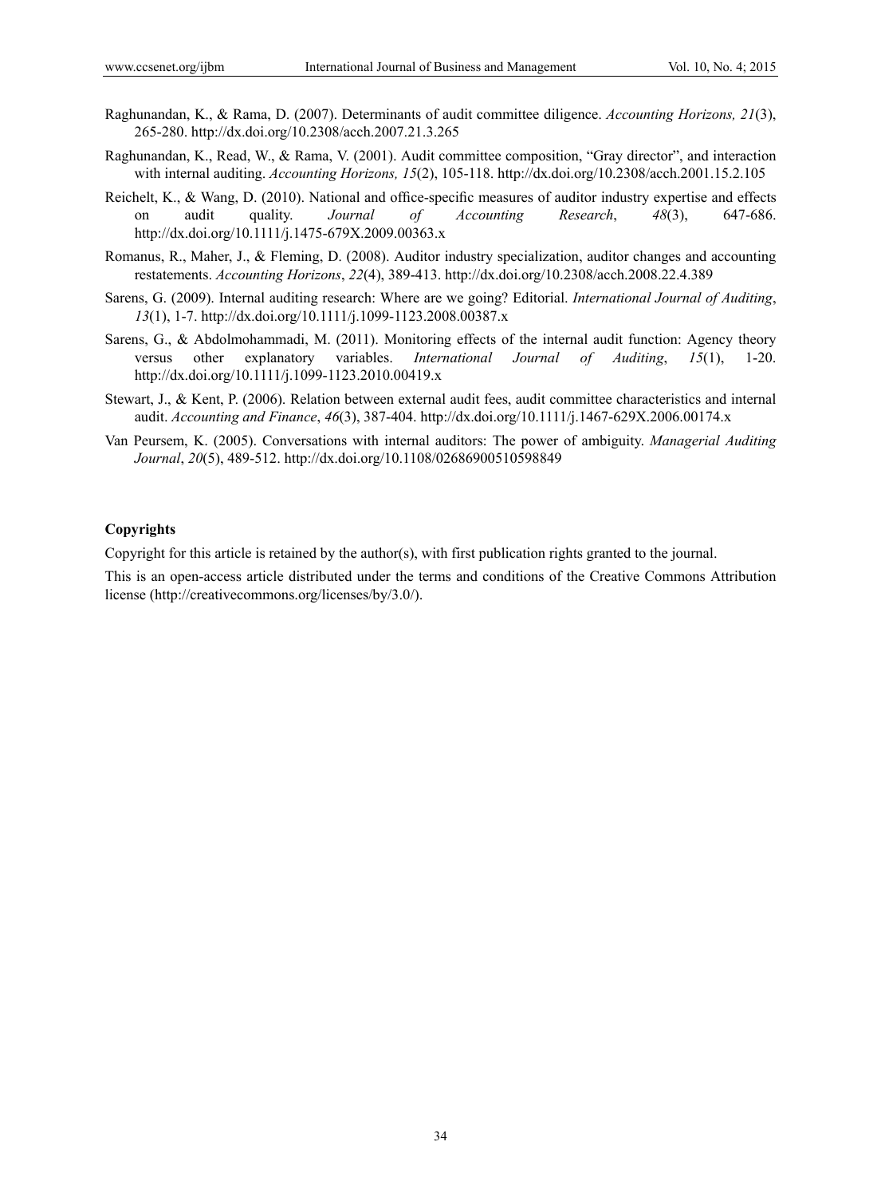Raghunandan, K., & Rama, D. (2007). Determinants of audit committee diligence. *Accounting Horizons, 21*(3), 265-280. http://dx.doi.org/10.2308/acch.2007.21.3.265

Raghunandan, K., Read, W., & Rama, V. (2001). Audit committee composition, "Gray director", and interaction with internal auditing. *Accounting Horizons, 15*(2), 105-118. http://dx.doi.org/10.2308/acch.2001.15.2.105

Reichelt, K., & Wang, D. (2010). National and office-specific measures of auditor industry expertise and effects on audit quality. *Journal of Accounting Research*, *48*(3), 647-686. http://dx.doi.org/10.1111/j.1475-679X.2009.00363.x

Romanus, R., Maher, J., & Fleming, D. (2008). Auditor industry specialization, auditor changes and accounting restatements. *Accounting Horizons*, *22*(4), 389-413. http://dx.doi.org/10.2308/acch.2008.22.4.389

Sarens, G. (2009). Internal auditing research: Where are we going? Editorial. *International Journal of Auditing*, *13*(1), 1-7. http://dx.doi.org/10.1111/j.1099-1123.2008.00387.x

Sarens, G., & Abdolmohammadi, M. (2011). Monitoring effects of the internal audit function: Agency theory versus other explanatory variables. *International Journal of Auditing*, *15*(1), 1-20. http://dx.doi.org/10.1111/j.1099-1123.2010.00419.x

Stewart, J., & Kent, P. (2006). Relation between external audit fees, audit committee characteristics and internal audit. *Accounting and Finance*, *46*(3), 387-404. http://dx.doi.org/10.1111/j.1467-629X.2006.00174.x

Van Peursem, K. (2005). Conversations with internal auditors: The power of ambiguity. *Managerial Auditing Journal*, *20*(5), 489-512. http://dx.doi.org/10.1108/02686900510598849

**Copyrights**

Copyright for this article is retained by the author(s), with first publication rights granted to the journal.

This is an open-access article distributed under the terms and conditions of the Creative Commons Attribution license (http://creativecommons.org/licenses/by/3.0/).